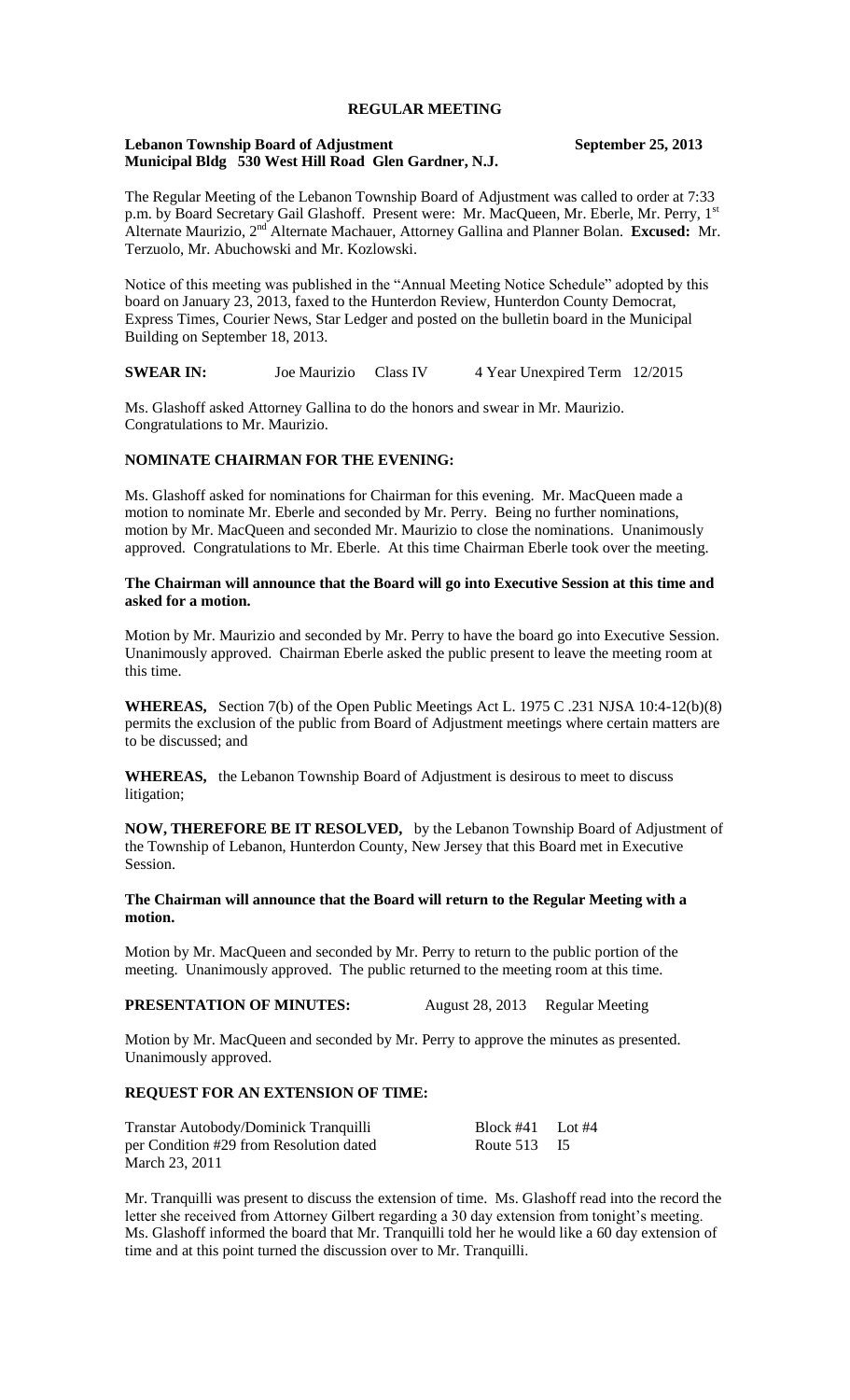# REGULAR MEETING

**Lebanon Township Board of Adjustment** **September 25, 2013**
**Municipal Bldg 530 West Hill Road Glen Gardner, N.J.**

The Regular Meeting of the Lebanon Township Board of Adjustment was called to order at 7:33 p.m. by Board Secretary Gail Glashoff. Present were: Mr. MacQueen, Mr. Eberle, Mr. Perry, 1st Alternate Maurizio, 2nd Alternate Machauer, Attorney Gallina and Planner Bolan. **Excused:** Mr. Terzuolo, Mr. Abuchowski and Mr. Kozlowski.

Notice of this meeting was published in the "Annual Meeting Notice Schedule" adopted by this board on January 23, 2013, faxed to the Hunterdon Review, Hunterdon County Democrat, Express Times, Courier News, Star Ledger and posted on the bulletin board in the Municipal Building on September 18, 2013.

**SWEAR IN:** Joe Maurizio Class IV 4 Year Unexpired Term 12/2015

Ms. Glashoff asked Attorney Gallina to do the honors and swear in Mr. Maurizio. Congratulations to Mr. Maurizio.

## NOMINATE CHAIRMAN FOR THE EVENING:

Ms. Glashoff asked for nominations for Chairman for this evening. Mr. MacQueen made a motion to nominate Mr. Eberle and seconded by Mr. Perry. Being no further nominations, motion by Mr. MacQueen and seconded Mr. Maurizio to close the nominations. Unanimously approved. Congratulations to Mr. Eberle. At this time Chairman Eberle took over the meeting.

**The Chairman will announce that the Board will go into Executive Session at this time and asked for a motion.**

Motion by Mr. Maurizio and seconded by Mr. Perry to have the board go into Executive Session. Unanimously approved. Chairman Eberle asked the public present to leave the meeting room at this time.

**WHEREAS,** Section 7(b) of the Open Public Meetings Act L. 1975 C .231 NJSA 10:4-12(b)(8) permits the exclusion of the public from Board of Adjustment meetings where certain matters are to be discussed; and

**WHEREAS,** the Lebanon Township Board of Adjustment is desirous to meet to discuss litigation;

**NOW, THEREFORE BE IT RESOLVED,** by the Lebanon Township Board of Adjustment of the Township of Lebanon, Hunterdon County, New Jersey that this Board met in Executive Session.

**The Chairman will announce that the Board will return to the Regular Meeting with a motion.**

Motion by Mr. MacQueen and seconded by Mr. Perry to return to the public portion of the meeting. Unanimously approved. The public returned to the meeting room at this time.

**PRESENTATION OF MINUTES:** August 28, 2013 Regular Meeting

Motion by Mr. MacQueen and seconded by Mr. Perry to approve the minutes as presented. Unanimously approved.

## REQUEST FOR AN EXTENSION OF TIME:

Transtar Autobody/Dominick Tranquilli Block #41 Lot #4
per Condition #29 from Resolution dated Route 513 I5
March 23, 2011

Mr. Tranquilli was present to discuss the extension of time. Ms. Glashoff read into the record the letter she received from Attorney Gilbert regarding a 30 day extension from tonight's meeting. Ms. Glashoff informed the board that Mr. Tranquilli told her he would like a 60 day extension of time and at this point turned the discussion over to Mr. Tranquilli.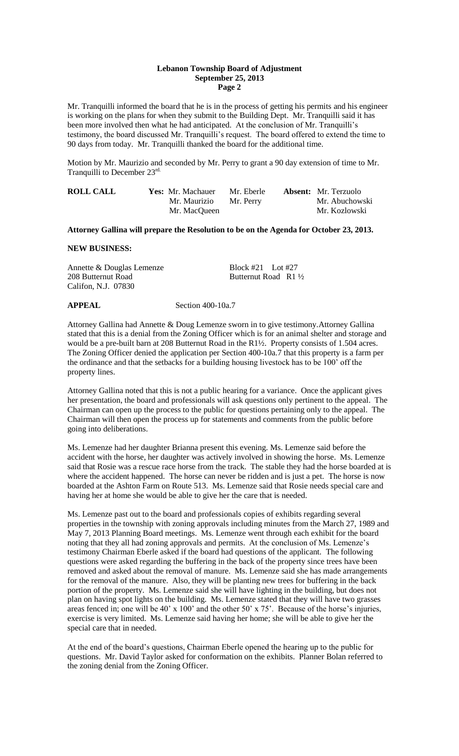Mr. Tranquilli informed the board that he is in the process of getting his permits and his engineer is working on the plans for when they submit to the Building Dept. Mr. Tranquilli said it has been more involved then what he had anticipated. At the conclusion of Mr. Tranquilli's testimony, the board discussed Mr. Tranquilli's request. The board offered to extend the time to 90 days from today. Mr. Tranquilli thanked the board for the additional time.

Motion by Mr. Maurizio and seconded by Mr. Perry to grant a 90 day extension of time to Mr. Tranquilli to December 23rd.

| **ROLL CALL** | **Yes:** Mr. Machauer | Mr. Eberle | **Absent:** Mr. Terzuolo |
|---|---|---|---|
| | Mr. Maurizio | Mr. Perry | Mr. Abuchowski |
| | Mr. MacQueen | | Mr. Kozlowski |

**Attorney Gallina will prepare the Resolution to be on the Agenda for October 23, 2013.**

**NEW BUSINESS:**

Annette & Douglas Lemenze
208 Butternut Road
Califon, N.J. 07830

Block #21 Lot #27
Butternut Road R1 ½

**APPEAL** Section 400-10a.7

Attorney Gallina had Annette & Doug Lemenze sworn in to give testimony.Attorney Gallina stated that this is a denial from the Zoning Officer which is for an animal shelter and storage and would be a pre-built barn at 208 Butternut Road in the R1½. Property consists of 1.504 acres. The Zoning Officer denied the application per Section 400-10a.7 that this property is a farm per the ordinance and that the setbacks for a building housing livestock has to be 100' off the property lines.

Attorney Gallina noted that this is not a public hearing for a variance. Once the applicant gives her presentation, the board and professionals will ask questions only pertinent to the appeal. The Chairman can open up the process to the public for questions pertaining only to the appeal. The Chairman will then open the process up for statements and comments from the public before going into deliberations.

Ms. Lemenze had her daughter Brianna present this evening. Ms. Lemenze said before the accident with the horse, her daughter was actively involved in showing the horse. Ms. Lemenze said that Rosie was a rescue race horse from the track. The stable they had the horse boarded at is where the accident happened. The horse can never be ridden and is just a pet. The horse is now boarded at the Ashton Farm on Route 513. Ms. Lemenze said that Rosie needs special care and having her at home she would be able to give her the care that is needed.

Ms. Lemenze past out to the board and professionals copies of exhibits regarding several properties in the township with zoning approvals including minutes from the March 27, 1989 and May 7, 2013 Planning Board meetings. Ms. Lemenze went through each exhibit for the board noting that they all had zoning approvals and permits. At the conclusion of Ms. Lemenze's testimony Chairman Eberle asked if the board had questions of the applicant. The following questions were asked regarding the buffering in the back of the property since trees have been removed and asked about the removal of manure. Ms. Lemenze said she has made arrangements for the removal of the manure. Also, they will be planting new trees for buffering in the back portion of the property. Ms. Lemenze said she will have lighting in the building, but does not plan on having spot lights on the building. Ms. Lemenze stated that they will have two grasses areas fenced in; one will be 40' x 100' and the other 50' x 75'. Because of the horse's injuries, exercise is very limited. Ms. Lemenze said having her home; she will be able to give her the special care that in needed.

At the end of the board's questions, Chairman Eberle opened the hearing up to the public for questions. Mr. David Taylor asked for conformation on the exhibits. Planner Bolan referred to the zoning denial from the Zoning Officer.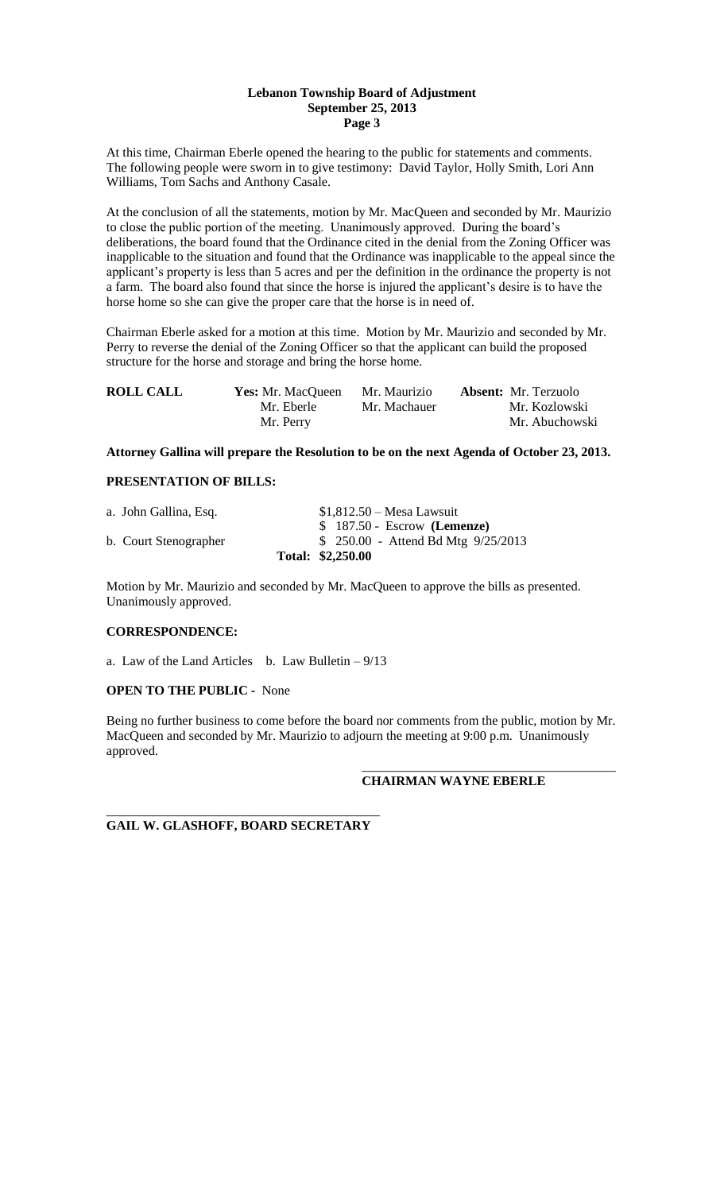At this time, Chairman Eberle opened the hearing to the public for statements and comments. The following people were sworn in to give testimony: David Taylor, Holly Smith, Lori Ann Williams, Tom Sachs and Anthony Casale.

At the conclusion of all the statements, motion by Mr. MacQueen and seconded by Mr. Maurizio to close the public portion of the meeting. Unanimously approved. During the board's deliberations, the board found that the Ordinance cited in the denial from the Zoning Officer was inapplicable to the situation and found that the Ordinance was inapplicable to the appeal since the applicant's property is less than 5 acres and per the definition in the ordinance the property is not a farm. The board also found that since the horse is injured the applicant's desire is to have the horse home so she can give the proper care that the horse is in need of.

Chairman Eberle asked for a motion at this time. Motion by Mr. Maurizio and seconded by Mr. Perry to reverse the denial of the Zoning Officer so that the applicant can build the proposed structure for the horse and storage and bring the horse home.

| | | | |
|---|---|---|---|
| **ROLL CALL** | **Yes:** Mr. MacQueen | Mr. Maurizio | **Absent:** Mr. Terzuolo |
| | Mr. Eberle | Mr. Machauer | Mr. Kozlowski |
| | Mr. Perry | | Mr. Abuchowski |

**Attorney Gallina will prepare the Resolution to be on the next Agenda of October 23, 2013.**

## PRESENTATION OF BILLS:

| | |
|---|---|
| a. John Gallina, Esq. | $1,812.50 – Mesa Lawsuit |
| | $ 187.50 - Escrow **(Lemenze)** |
| b. Court Stenographer | $ 250.00 - Attend Bd Mtg 9/25/2013 |
| | **Total: $2,250.00** |

Motion by Mr. Maurizio and seconded by Mr. MacQueen to approve the bills as presented. Unanimously approved.

## CORRESPONDENCE:

a. Law of the Land Articles b. Law Bulletin – 9/13

**OPEN TO THE PUBLIC -** None

Being no further business to come before the board nor comments from the public, motion by Mr. MacQueen and seconded by Mr. Maurizio to adjourn the meeting at 9:00 p.m. Unanimously approved.

\_\_\_\_\_\_\_\_\_\_\_\_\_\_\_\_\_\_\_\_\_\_\_\_\_\_\_\_\_\_\_\_\_\_\_\_\_\_\_\_

**CHAIRMAN WAYNE EBERLE**

\_\_\_\_\_\_\_\_\_\_\_\_\_\_\_\_\_\_\_\_\_\_\_\_\_\_\_\_\_\_\_\_\_\_\_\_\_\_\_\_

**GAIL W. GLASHOFF, BOARD SECRETARY**